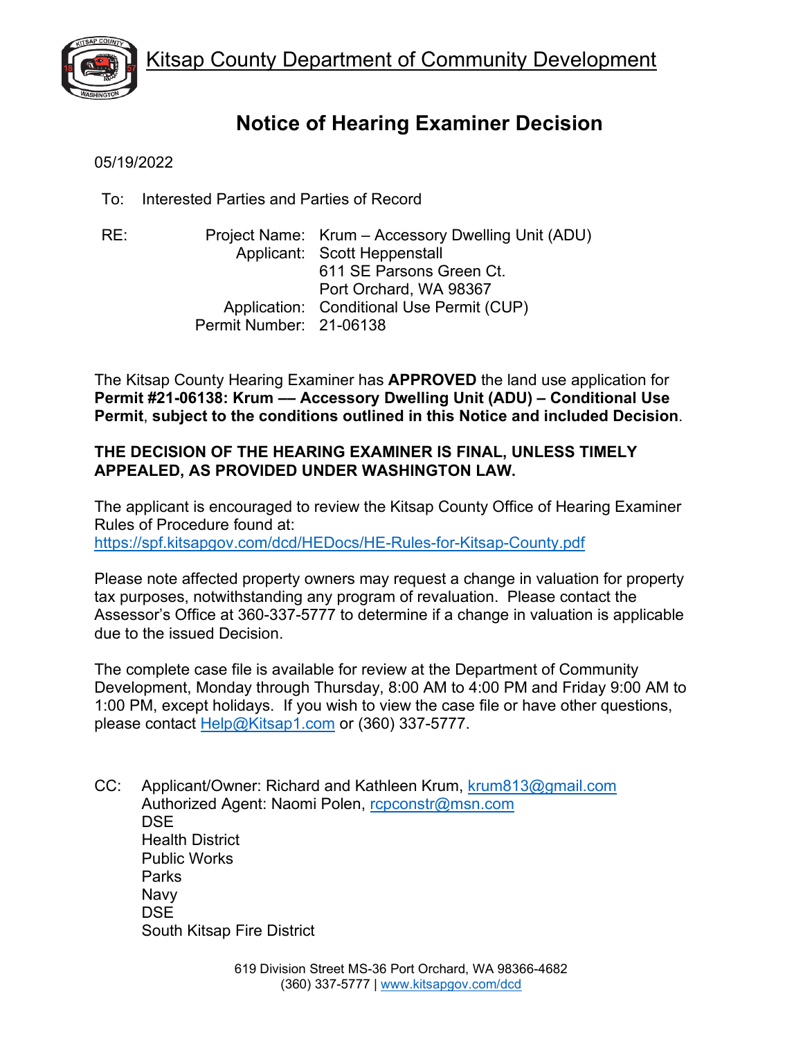Kitsap County Department of Community Development

# Notice of Hearing Examiner Decision

05/19/2022

To: Interested Parties and Parties of Record

RE:
Project Name: Krum – Accessory Dwelling Unit (ADU)
Applicant: Scott Heppenstall
611 SE Parsons Green Ct.
Port Orchard, WA 98367
Application: Conditional Use Permit (CUP)
Permit Number: 21-06138

The Kitsap County Hearing Examiner has **APPROVED** the land use application for **Permit #21-06138: Krum –– Accessory Dwelling Unit (ADU) – Conditional Use Permit**, **subject to the conditions outlined in this Notice and included Decision**.

**THE DECISION OF THE HEARING EXAMINER IS FINAL, UNLESS TIMELY APPEALED, AS PROVIDED UNDER WASHINGTON LAW.**

The applicant is encouraged to review the Kitsap County Office of Hearing Examiner Rules of Procedure found at:
https://spf.kitsapgov.com/dcd/HEDocs/HE-Rules-for-Kitsap-County.pdf

Please note affected property owners may request a change in valuation for property tax purposes, notwithstanding any program of revaluation. Please contact the Assessor's Office at 360-337-5777 to determine if a change in valuation is applicable due to the issued Decision.

The complete case file is available for review at the Department of Community Development, Monday through Thursday, 8:00 AM to 4:00 PM and Friday 9:00 AM to 1:00 PM, except holidays. If you wish to view the case file or have other questions, please contact Help@Kitsap1.com or (360) 337-5777.

CC: Applicant/Owner: Richard and Kathleen Krum, krum813@gmail.com
Authorized Agent: Naomi Polen, rcpconstr@msn.com
DSE
Health District
Public Works
Parks
Navy
DSE
South Kitsap Fire District

619 Division Street MS-36 Port Orchard, WA 98366-4682
(360) 337-5777 | www.kitsapgov.com/dcd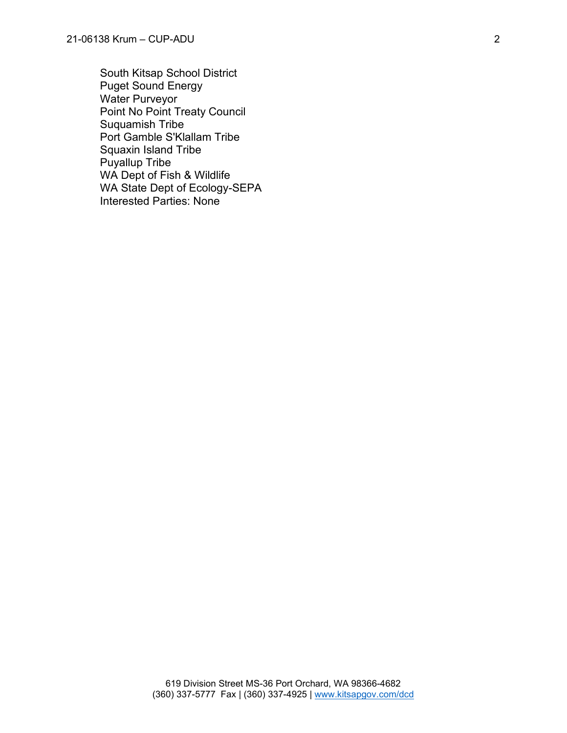South Kitsap School District
Puget Sound Energy
Water Purveyor
Point No Point Treaty Council
Suquamish Tribe
Port Gamble S'Klallam Tribe
Squaxin Island Tribe
Puyallup Tribe
WA Dept of Fish & Wildlife
WA State Dept of Ecology-SEPA
Interested Parties: None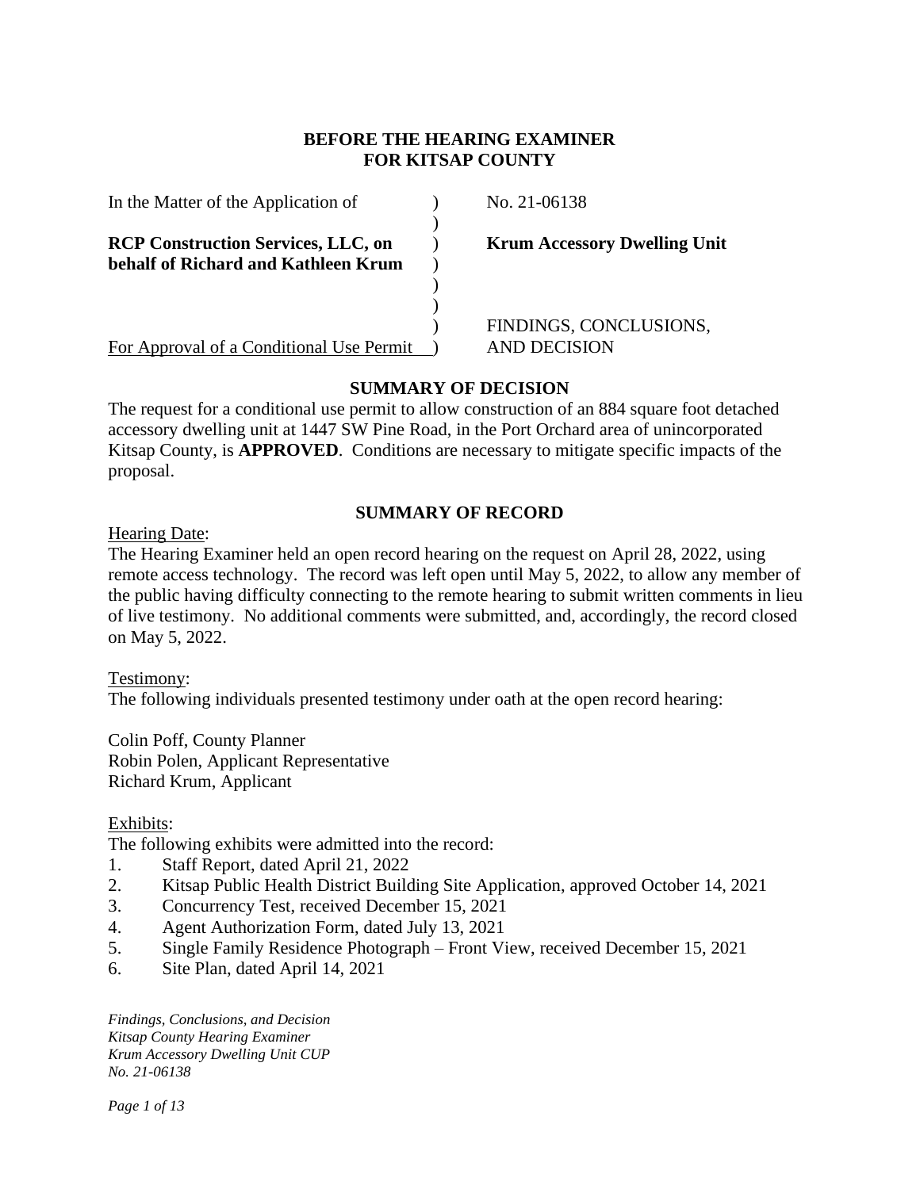**BEFORE THE HEARING EXAMINER**
**FOR KITSAP COUNTY**

| | | |
|---|---|---|
| In the Matter of the Application of | ) | No. 21-06138 |
| | ) | |
| **RCP Construction Services, LLC, on behalf of Richard and Kathleen Krum** | ) | **Krum Accessory Dwelling Unit** |
| | ) | |
| | ) | FINDINGS, CONCLUSIONS, |
| For Approval of a Conditional Use Permit | ) | AND DECISION |

## SUMMARY OF DECISION

The request for a conditional use permit to allow construction of an 884 square foot detached accessory dwelling unit at 1447 SW Pine Road, in the Port Orchard area of unincorporated Kitsap County, is **APPROVED**. Conditions are necessary to mitigate specific impacts of the proposal.

## SUMMARY OF RECORD

Hearing Date:
The Hearing Examiner held an open record hearing on the request on April 28, 2022, using remote access technology. The record was left open until May 5, 2022, to allow any member of the public having difficulty connecting to the remote hearing to submit written comments in lieu of live testimony. No additional comments were submitted, and, accordingly, the record closed on May 5, 2022.

Testimony:
The following individuals presented testimony under oath at the open record hearing:

Colin Poff, County Planner
Robin Polen, Applicant Representative
Richard Krum, Applicant

Exhibits:
The following exhibits were admitted into the record:

1. Staff Report, dated April 21, 2022
2. Kitsap Public Health District Building Site Application, approved October 14, 2021
3. Concurrency Test, received December 15, 2021
4. Agent Authorization Form, dated July 13, 2021
5. Single Family Residence Photograph – Front View, received December 15, 2021
6. Site Plan, dated April 14, 2021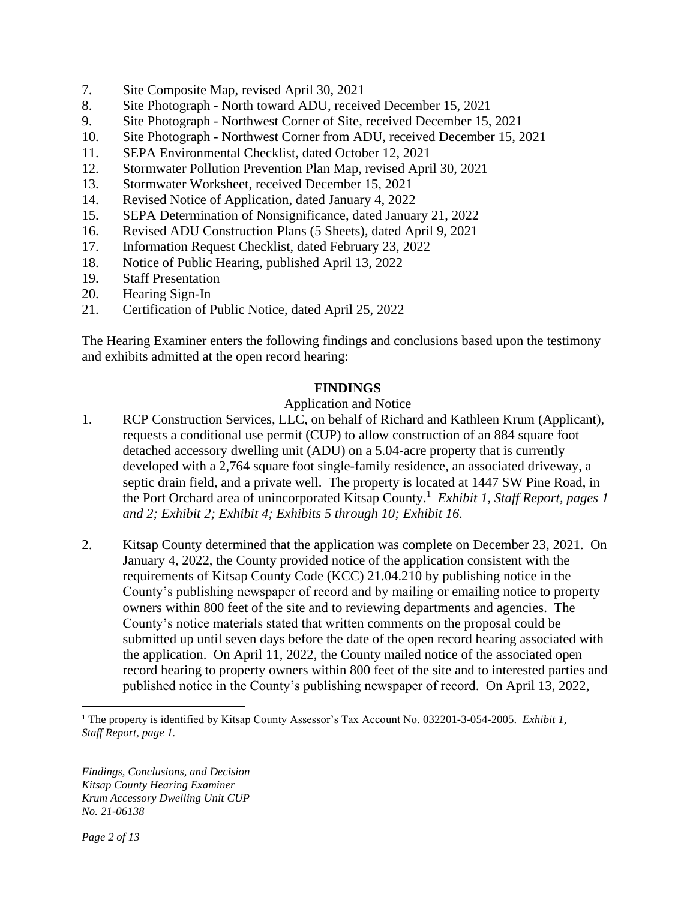7. Site Composite Map, revised April 30, 2021
8. Site Photograph - North toward ADU, received December 15, 2021
9. Site Photograph - Northwest Corner of Site, received December 15, 2021
10. Site Photograph - Northwest Corner from ADU, received December 15, 2021
11. SEPA Environmental Checklist, dated October 12, 2021
12. Stormwater Pollution Prevention Plan Map, revised April 30, 2021
13. Stormwater Worksheet, received December 15, 2021
14. Revised Notice of Application, dated January 4, 2022
15. SEPA Determination of Nonsignificance, dated January 21, 2022
16. Revised ADU Construction Plans (5 Sheets), dated April 9, 2021
17. Information Request Checklist, dated February 23, 2022
18. Notice of Public Hearing, published April 13, 2022
19. Staff Presentation
20. Hearing Sign-In
21. Certification of Public Notice, dated April 25, 2022

The Hearing Examiner enters the following findings and conclusions based upon the testimony and exhibits admitted at the open record hearing:

## FINDINGS

Application and Notice

1. RCP Construction Services, LLC, on behalf of Richard and Kathleen Krum (Applicant), requests a conditional use permit (CUP) to allow construction of an 884 square foot detached accessory dwelling unit (ADU) on a 5.04-acre property that is currently developed with a 2,764 square foot single-family residence, an associated driveway, a septic drain field, and a private well. The property is located at 1447 SW Pine Road, in the Port Orchard area of unincorporated Kitsap County.[1] *Exhibit 1, Staff Report, pages 1 and 2; Exhibit 2; Exhibit 4; Exhibits 5 through 10; Exhibit 16.*

2. Kitsap County determined that the application was complete on December 23, 2021. On January 4, 2022, the County provided notice of the application consistent with the requirements of Kitsap County Code (KCC) 21.04.210 by publishing notice in the County's publishing newspaper of record and by mailing or emailing notice to property owners within 800 feet of the site and to reviewing departments and agencies. The County's notice materials stated that written comments on the proposal could be submitted up until seven days before the date of the open record hearing associated with the application. On April 11, 2022, the County mailed notice of the associated open record hearing to property owners within 800 feet of the site and to interested parties and published notice in the County's publishing newspaper of record. On April 13, 2022,

[1] The property is identified by Kitsap County Assessor's Tax Account No. 032201-3-054-2005. *Exhibit 1, Staff Report, page 1.*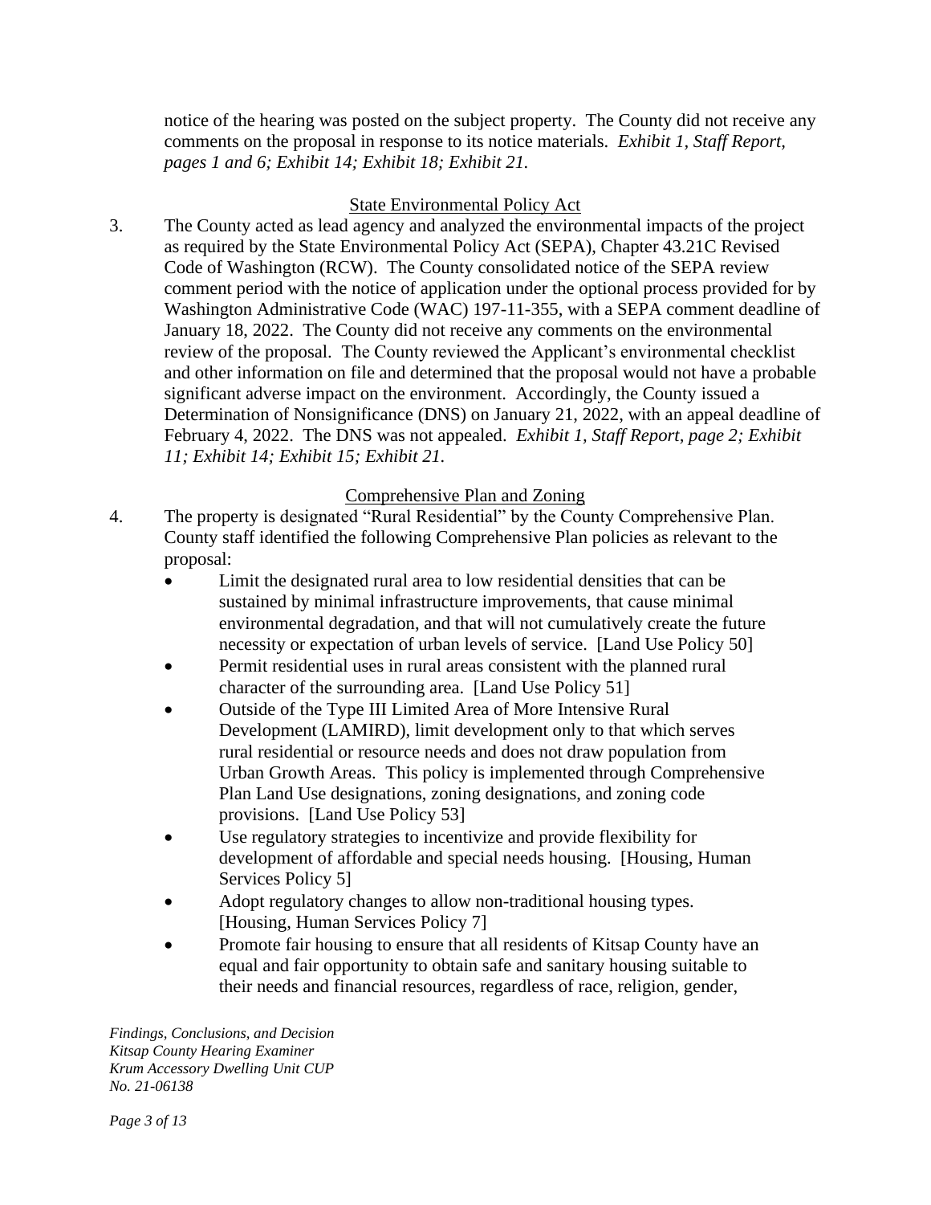notice of the hearing was posted on the subject property. The County did not receive any comments on the proposal in response to its notice materials. *Exhibit 1, Staff Report, pages 1 and 6; Exhibit 14; Exhibit 18; Exhibit 21.*

State Environmental Policy Act

3. The County acted as lead agency and analyzed the environmental impacts of the project as required by the State Environmental Policy Act (SEPA), Chapter 43.21C Revised Code of Washington (RCW). The County consolidated notice of the SEPA review comment period with the notice of application under the optional process provided for by Washington Administrative Code (WAC) 197-11-355, with a SEPA comment deadline of January 18, 2022. The County did not receive any comments on the environmental review of the proposal. The County reviewed the Applicant's environmental checklist and other information on file and determined that the proposal would not have a probable significant adverse impact on the environment. Accordingly, the County issued a Determination of Nonsignificance (DNS) on January 21, 2022, with an appeal deadline of February 4, 2022. The DNS was not appealed. *Exhibit 1, Staff Report, page 2; Exhibit 11; Exhibit 14; Exhibit 15; Exhibit 21.*

Comprehensive Plan and Zoning

4. The property is designated "Rural Residential" by the County Comprehensive Plan. County staff identified the following Comprehensive Plan policies as relevant to the proposal:
   - Limit the designated rural area to low residential densities that can be sustained by minimal infrastructure improvements, that cause minimal environmental degradation, and that will not cumulatively create the future necessity or expectation of urban levels of service. [Land Use Policy 50]
   - Permit residential uses in rural areas consistent with the planned rural character of the surrounding area. [Land Use Policy 51]
   - Outside of the Type III Limited Area of More Intensive Rural Development (LAMIRD), limit development only to that which serves rural residential or resource needs and does not draw population from Urban Growth Areas. This policy is implemented through Comprehensive Plan Land Use designations, zoning designations, and zoning code provisions. [Land Use Policy 53]
   - Use regulatory strategies to incentivize and provide flexibility for development of affordable and special needs housing. [Housing, Human Services Policy 5]
   - Adopt regulatory changes to allow non-traditional housing types. [Housing, Human Services Policy 7]
   - Promote fair housing to ensure that all residents of Kitsap County have an equal and fair opportunity to obtain safe and sanitary housing suitable to their needs and financial resources, regardless of race, religion, gender,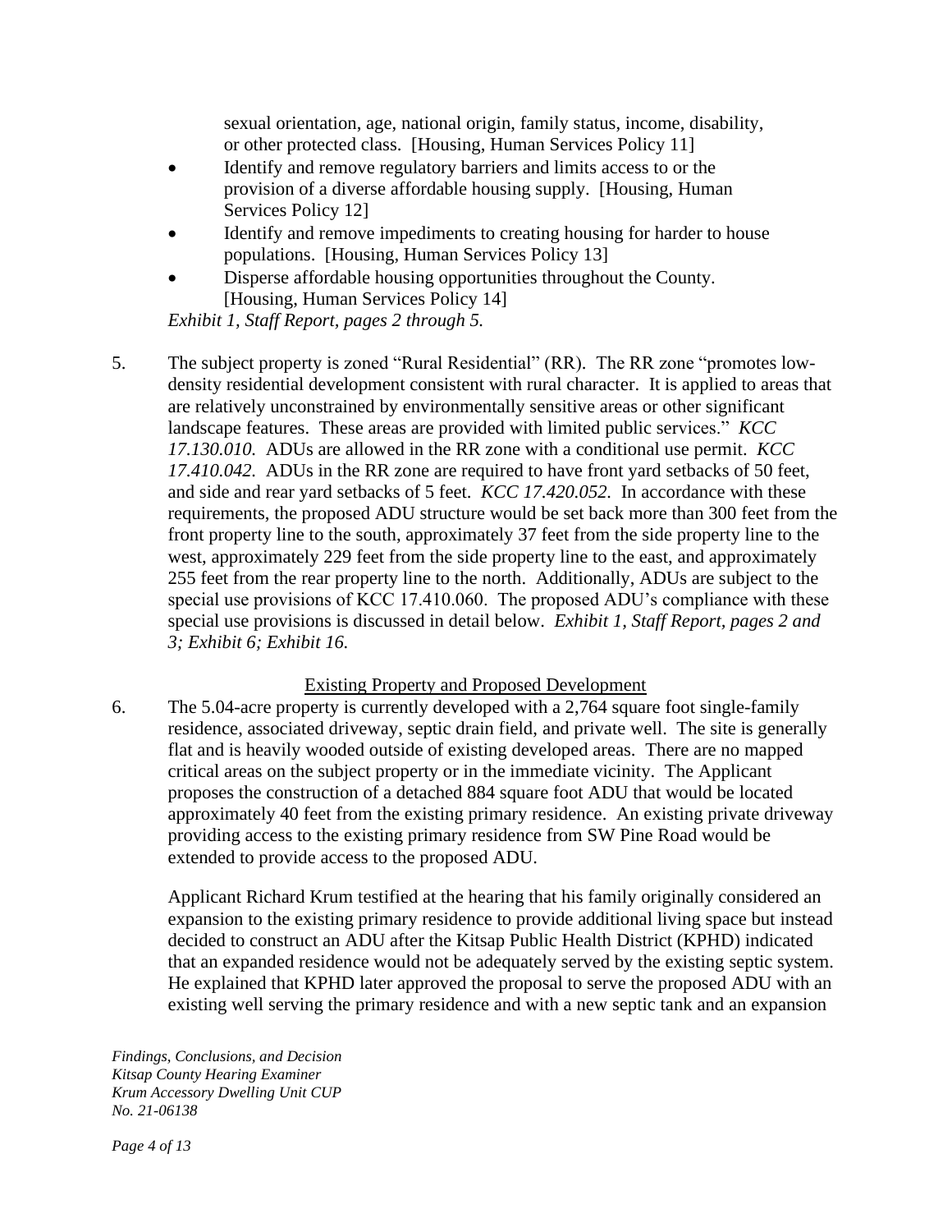sexual orientation, age, national origin, family status, income, disability, or other protected class. [Housing, Human Services Policy 11]

- Identify and remove regulatory barriers and limits access to or the provision of a diverse affordable housing supply. [Housing, Human Services Policy 12]
- Identify and remove impediments to creating housing for harder to house populations. [Housing, Human Services Policy 13]
- Disperse affordable housing opportunities throughout the County. [Housing, Human Services Policy 14]

*Exhibit 1, Staff Report, pages 2 through 5.*

5. The subject property is zoned "Rural Residential" (RR). The RR zone "promotes low-density residential development consistent with rural character. It is applied to areas that are relatively unconstrained by environmentally sensitive areas or other significant landscape features. These areas are provided with limited public services." *KCC 17.130.010.* ADUs are allowed in the RR zone with a conditional use permit. *KCC 17.410.042.* ADUs in the RR zone are required to have front yard setbacks of 50 feet, and side and rear yard setbacks of 5 feet. *KCC 17.420.052.* In accordance with these requirements, the proposed ADU structure would be set back more than 300 feet from the front property line to the south, approximately 37 feet from the side property line to the west, approximately 229 feet from the side property line to the east, and approximately 255 feet from the rear property line to the north. Additionally, ADUs are subject to the special use provisions of KCC 17.410.060. The proposed ADU's compliance with these special use provisions is discussed in detail below. *Exhibit 1, Staff Report, pages 2 and 3; Exhibit 6; Exhibit 16.*

<u>Existing Property and Proposed Development</u>

6. The 5.04-acre property is currently developed with a 2,764 square foot single-family residence, associated driveway, septic drain field, and private well. The site is generally flat and is heavily wooded outside of existing developed areas. There are no mapped critical areas on the subject property or in the immediate vicinity. The Applicant proposes the construction of a detached 884 square foot ADU that would be located approximately 40 feet from the existing primary residence. An existing private driveway providing access to the existing primary residence from SW Pine Road would be extended to provide access to the proposed ADU.

   Applicant Richard Krum testified at the hearing that his family originally considered an expansion to the existing primary residence to provide additional living space but instead decided to construct an ADU after the Kitsap Public Health District (KPHD) indicated that an expanded residence would not be adequately served by the existing septic system. He explained that KPHD later approved the proposal to serve the proposed ADU with an existing well serving the primary residence and with a new septic tank and an expansion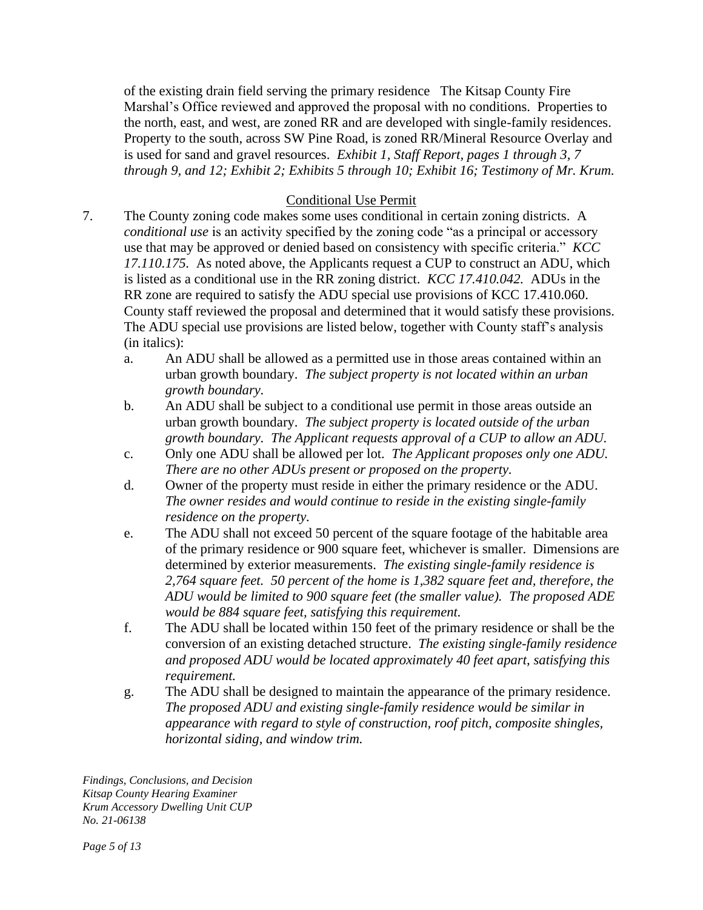of the existing drain field serving the primary residence   The Kitsap County Fire Marshal's Office reviewed and approved the proposal with no conditions.  Properties to the north, east, and west, are zoned RR and are developed with single-family residences. Property to the south, across SW Pine Road, is zoned RR/Mineral Resource Overlay and is used for sand and gravel resources.  *Exhibit 1, Staff Report, pages 1 through 3, 7 through 9, and 12; Exhibit 2; Exhibits 5 through 10; Exhibit 16; Testimony of Mr. Krum.*

<u>Conditional Use Permit</u>

7. The County zoning code makes some uses conditional in certain zoning districts.  A *conditional use* is an activity specified by the zoning code "as a principal or accessory use that may be approved or denied based on consistency with specific criteria."  *KCC 17.110.175.*  As noted above, the Applicants request a CUP to construct an ADU, which is listed as a conditional use in the RR zoning district.  *KCC 17.410.042.*  ADUs in the RR zone are required to satisfy the ADU special use provisions of KCC 17.410.060. County staff reviewed the proposal and determined that it would satisfy these provisions. The ADU special use provisions are listed below, together with County staff's analysis (in italics):
   a. An ADU shall be allowed as a permitted use in those areas contained within an urban growth boundary.  *The subject property is not located within an urban growth boundary.*
   b. An ADU shall be subject to a conditional use permit in those areas outside an urban growth boundary.  *The subject property is located outside of the urban growth boundary.  The Applicant requests approval of a CUP to allow an ADU.*
   c. Only one ADU shall be allowed per lot.  *The Applicant proposes only one ADU. There are no other ADUs present or proposed on the property.*
   d. Owner of the property must reside in either the primary residence or the ADU. *The owner resides and would continue to reside in the existing single-family residence on the property.*
   e. The ADU shall not exceed 50 percent of the square footage of the habitable area of the primary residence or 900 square feet, whichever is smaller.  Dimensions are determined by exterior measurements.  *The existing single-family residence is 2,764 square feet.  50 percent of the home is 1,382 square feet and, therefore, the ADU would be limited to 900 square feet (the smaller value).  The proposed ADE would be 884 square feet, satisfying this requirement.*
   f. The ADU shall be located within 150 feet of the primary residence or shall be the conversion of an existing detached structure.  *The existing single-family residence and proposed ADU would be located approximately 40 feet apart, satisfying this requirement.*
   g. The ADU shall be designed to maintain the appearance of the primary residence. *The proposed ADU and existing single-family residence would be similar in appearance with regard to style of construction, roof pitch, composite shingles, horizontal siding, and window trim.*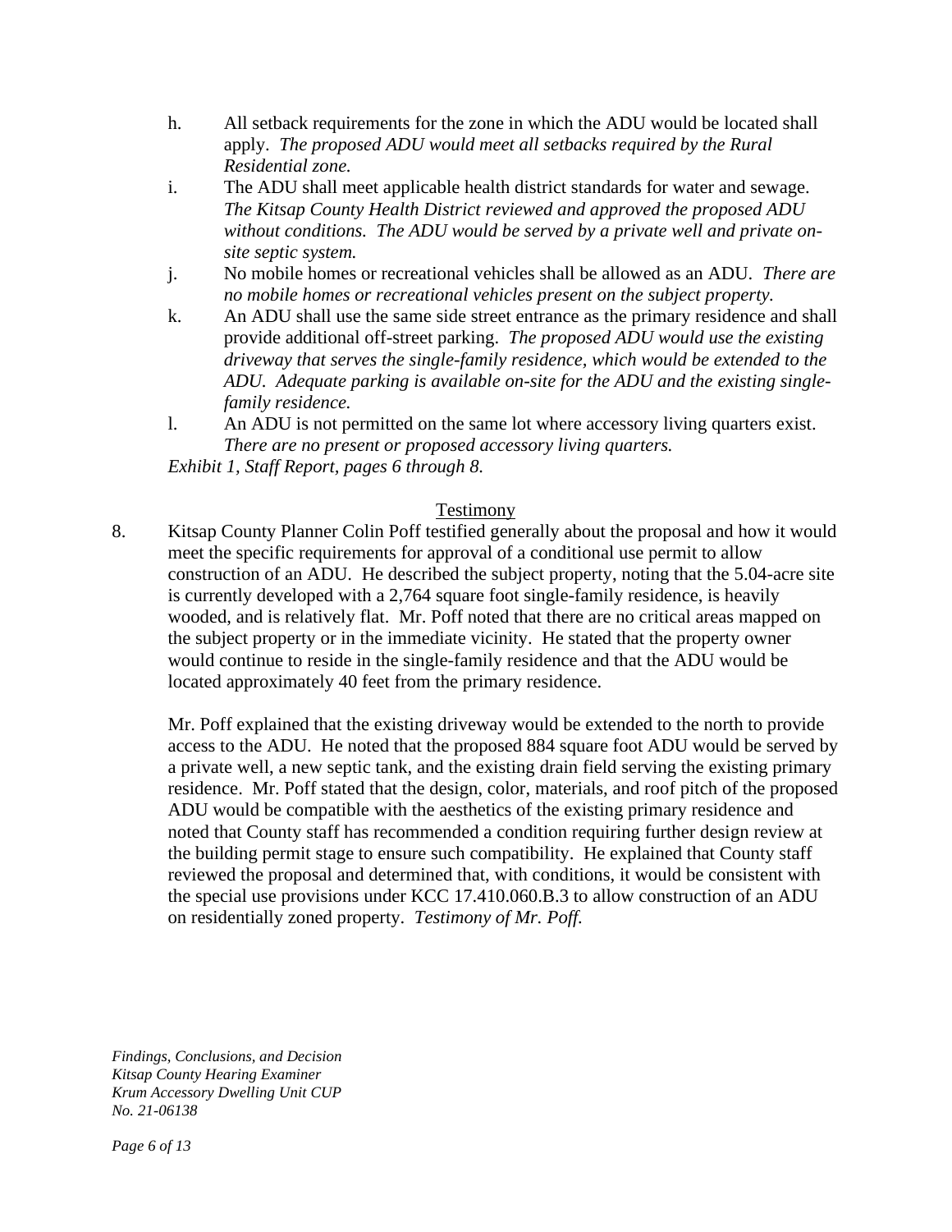h. All setback requirements for the zone in which the ADU would be located shall apply. *The proposed ADU would meet all setbacks required by the Rural Residential zone.*

i. The ADU shall meet applicable health district standards for water and sewage. *The Kitsap County Health District reviewed and approved the proposed ADU without conditions. The ADU would be served by a private well and private on-site septic system.*

j. No mobile homes or recreational vehicles shall be allowed as an ADU. *There are no mobile homes or recreational vehicles present on the subject property.*

k. An ADU shall use the same side street entrance as the primary residence and shall provide additional off-street parking. *The proposed ADU would use the existing driveway that serves the single-family residence, which would be extended to the ADU. Adequate parking is available on-site for the ADU and the existing single-family residence.*

l. An ADU is not permitted on the same lot where accessory living quarters exist. *There are no present or proposed accessory living quarters.*

*Exhibit 1, Staff Report, pages 6 through 8.*

## Testimony

8. Kitsap County Planner Colin Poff testified generally about the proposal and how it would meet the specific requirements for approval of a conditional use permit to allow construction of an ADU. He described the subject property, noting that the 5.04-acre site is currently developed with a 2,764 square foot single-family residence, is heavily wooded, and is relatively flat. Mr. Poff noted that there are no critical areas mapped on the subject property or in the immediate vicinity. He stated that the property owner would continue to reside in the single-family residence and that the ADU would be located approximately 40 feet from the primary residence.

   Mr. Poff explained that the existing driveway would be extended to the north to provide access to the ADU. He noted that the proposed 884 square foot ADU would be served by a private well, a new septic tank, and the existing drain field serving the existing primary residence. Mr. Poff stated that the design, color, materials, and roof pitch of the proposed ADU would be compatible with the aesthetics of the existing primary residence and noted that County staff has recommended a condition requiring further design review at the building permit stage to ensure such compatibility. He explained that County staff reviewed the proposal and determined that, with conditions, it would be consistent with the special use provisions under KCC 17.410.060.B.3 to allow construction of an ADU on residentially zoned property. *Testimony of Mr. Poff.*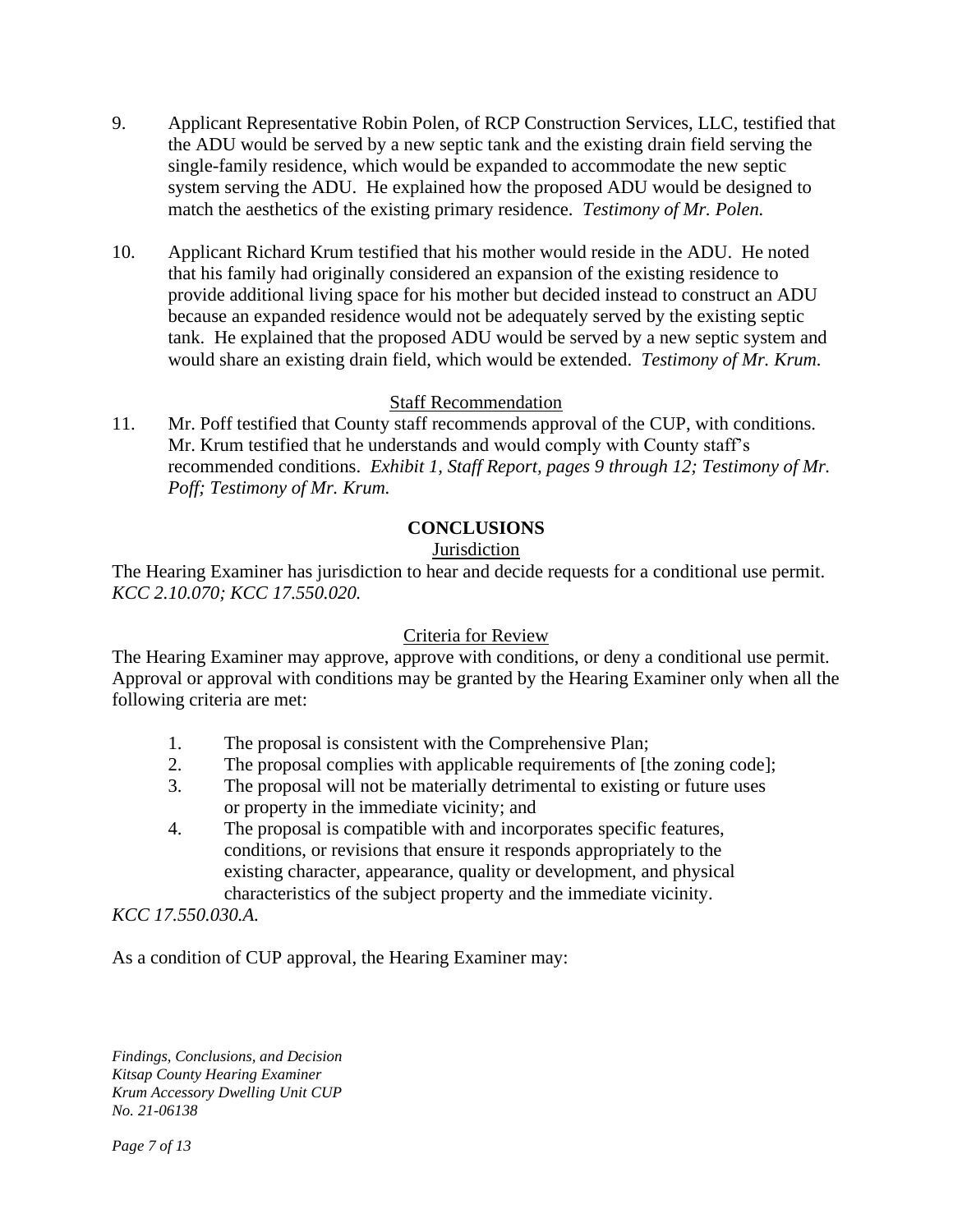9. Applicant Representative Robin Polen, of RCP Construction Services, LLC, testified that the ADU would be served by a new septic tank and the existing drain field serving the single-family residence, which would be expanded to accommodate the new septic system serving the ADU. He explained how the proposed ADU would be designed to match the aesthetics of the existing primary residence. *Testimony of Mr. Polen.*

10. Applicant Richard Krum testified that his mother would reside in the ADU. He noted that his family had originally considered an expansion of the existing residence to provide additional living space for his mother but decided instead to construct an ADU because an expanded residence would not be adequately served by the existing septic tank. He explained that the proposed ADU would be served by a new septic system and would share an existing drain field, which would be extended. *Testimony of Mr. Krum.*

<u>Staff Recommendation</u>

11. Mr. Poff testified that County staff recommends approval of the CUP, with conditions. Mr. Krum testified that he understands and would comply with County staff's recommended conditions. *Exhibit 1, Staff Report, pages 9 through 12; Testimony of Mr. Poff; Testimony of Mr. Krum.*

## CONCLUSIONS

<u>Jurisdiction</u>

The Hearing Examiner has jurisdiction to hear and decide requests for a conditional use permit. *KCC 2.10.070; KCC 17.550.020.*

<u>Criteria for Review</u>

The Hearing Examiner may approve, approve with conditions, or deny a conditional use permit. Approval or approval with conditions may be granted by the Hearing Examiner only when all the following criteria are met:

1. The proposal is consistent with the Comprehensive Plan;
2. The proposal complies with applicable requirements of [the zoning code];
3. The proposal will not be materially detrimental to existing or future uses or property in the immediate vicinity; and
4. The proposal is compatible with and incorporates specific features, conditions, or revisions that ensure it responds appropriately to the existing character, appearance, quality or development, and physical characteristics of the subject property and the immediate vicinity.

*KCC 17.550.030.A.*

As a condition of CUP approval, the Hearing Examiner may: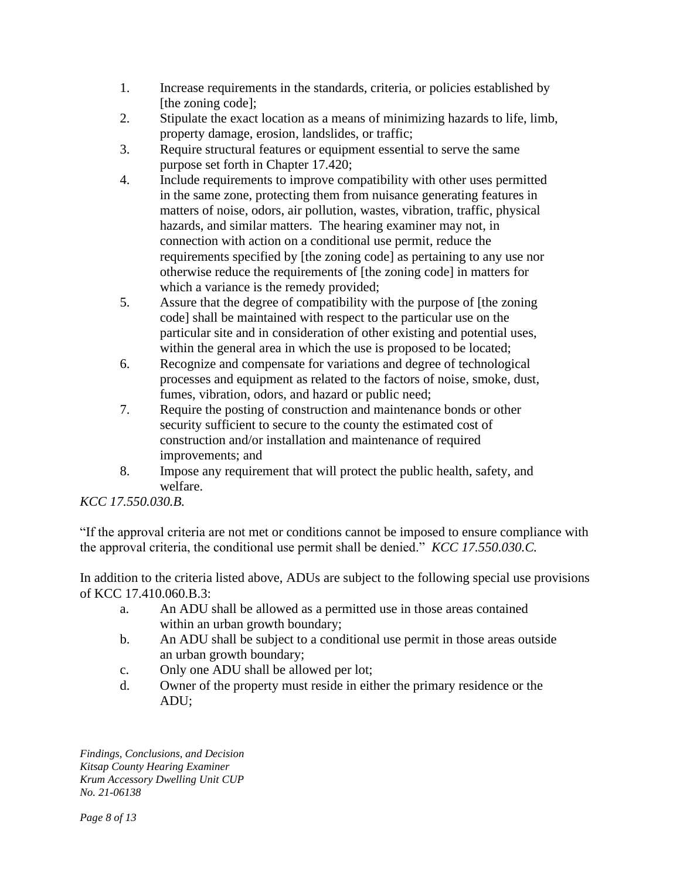1. Increase requirements in the standards, criteria, or policies established by [the zoning code];
2. Stipulate the exact location as a means of minimizing hazards to life, limb, property damage, erosion, landslides, or traffic;
3. Require structural features or equipment essential to serve the same purpose set forth in Chapter 17.420;
4. Include requirements to improve compatibility with other uses permitted in the same zone, protecting them from nuisance generating features in matters of noise, odors, air pollution, wastes, vibration, traffic, physical hazards, and similar matters. The hearing examiner may not, in connection with action on a conditional use permit, reduce the requirements specified by [the zoning code] as pertaining to any use nor otherwise reduce the requirements of [the zoning code] in matters for which a variance is the remedy provided;
5. Assure that the degree of compatibility with the purpose of [the zoning code] shall be maintained with respect to the particular use on the particular site and in consideration of other existing and potential uses, within the general area in which the use is proposed to be located;
6. Recognize and compensate for variations and degree of technological processes and equipment as related to the factors of noise, smoke, dust, fumes, vibration, odors, and hazard or public need;
7. Require the posting of construction and maintenance bonds or other security sufficient to secure to the county the estimated cost of construction and/or installation and maintenance of required improvements; and
8. Impose any requirement that will protect the public health, safety, and welfare.

*KCC 17.550.030.B.*

"If the approval criteria are not met or conditions cannot be imposed to ensure compliance with the approval criteria, the conditional use permit shall be denied." *KCC 17.550.030.C.*

In addition to the criteria listed above, ADUs are subject to the following special use provisions of KCC 17.410.060.B.3:

a. An ADU shall be allowed as a permitted use in those areas contained within an urban growth boundary;
b. An ADU shall be subject to a conditional use permit in those areas outside an urban growth boundary;
c. Only one ADU shall be allowed per lot;
d. Owner of the property must reside in either the primary residence or the ADU;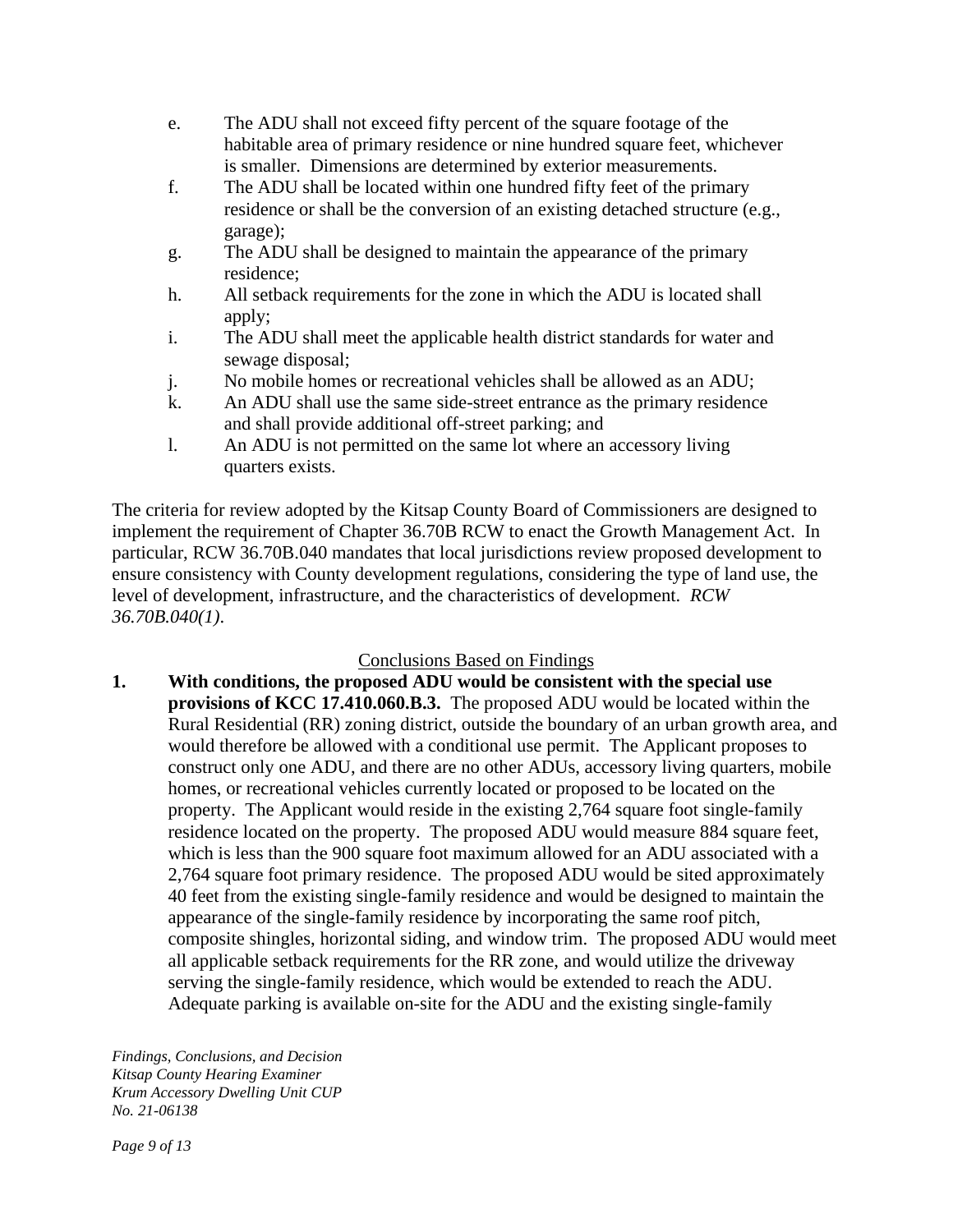e. The ADU shall not exceed fifty percent of the square footage of the habitable area of primary residence or nine hundred square feet, whichever is smaller. Dimensions are determined by exterior measurements.

f. The ADU shall be located within one hundred fifty feet of the primary residence or shall be the conversion of an existing detached structure (e.g., garage);

g. The ADU shall be designed to maintain the appearance of the primary residence;

h. All setback requirements for the zone in which the ADU is located shall apply;

i. The ADU shall meet the applicable health district standards for water and sewage disposal;

j. No mobile homes or recreational vehicles shall be allowed as an ADU;

k. An ADU shall use the same side-street entrance as the primary residence and shall provide additional off-street parking; and

l. An ADU is not permitted on the same lot where an accessory living quarters exists.

The criteria for review adopted by the Kitsap County Board of Commissioners are designed to implement the requirement of Chapter 36.70B RCW to enact the Growth Management Act. In particular, RCW 36.70B.040 mandates that local jurisdictions review proposed development to ensure consistency with County development regulations, considering the type of land use, the level of development, infrastructure, and the characteristics of development. *RCW 36.70B.040(1)*.

## Conclusions Based on Findings

1. **With conditions, the proposed ADU would be consistent with the special use provisions of KCC 17.410.060.B.3.** The proposed ADU would be located within the Rural Residential (RR) zoning district, outside the boundary of an urban growth area, and would therefore be allowed with a conditional use permit. The Applicant proposes to construct only one ADU, and there are no other ADUs, accessory living quarters, mobile homes, or recreational vehicles currently located or proposed to be located on the property. The Applicant would reside in the existing 2,764 square foot single-family residence located on the property. The proposed ADU would measure 884 square feet, which is less than the 900 square foot maximum allowed for an ADU associated with a 2,764 square foot primary residence. The proposed ADU would be sited approximately 40 feet from the existing single-family residence and would be designed to maintain the appearance of the single-family residence by incorporating the same roof pitch, composite shingles, horizontal siding, and window trim. The proposed ADU would meet all applicable setback requirements for the RR zone, and would utilize the driveway serving the single-family residence, which would be extended to reach the ADU. Adequate parking is available on-site for the ADU and the existing single-family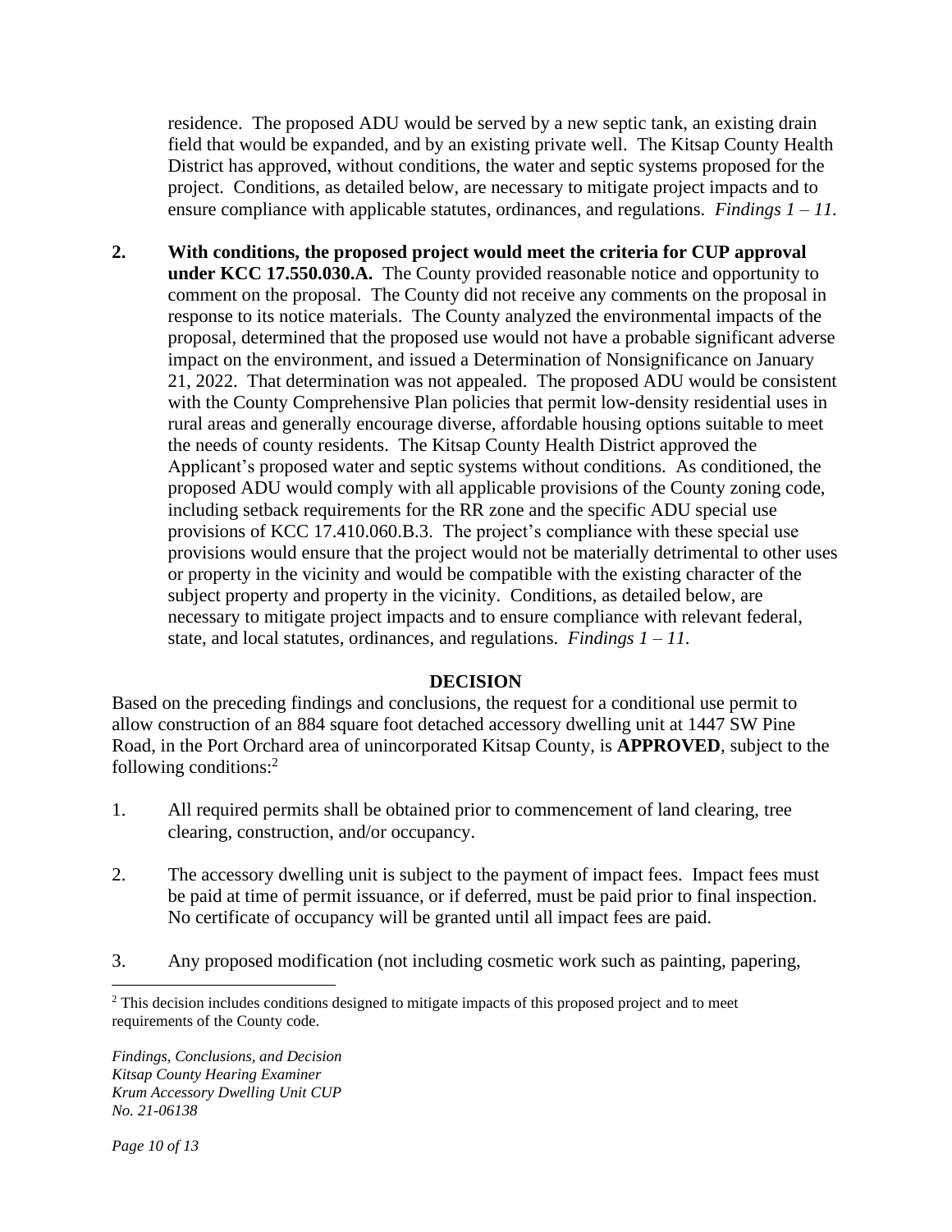residence. The proposed ADU would be served by a new septic tank, an existing drain field that would be expanded, and by an existing private well. The Kitsap County Health District has approved, without conditions, the water and septic systems proposed for the project. Conditions, as detailed below, are necessary to mitigate project impacts and to ensure compliance with applicable statutes, ordinances, and regulations. *Findings 1 – 11.*

2. **With conditions, the proposed project would meet the criteria for CUP approval under KCC 17.550.030.A.** The County provided reasonable notice and opportunity to comment on the proposal. The County did not receive any comments on the proposal in response to its notice materials. The County analyzed the environmental impacts of the proposal, determined that the proposed use would not have a probable significant adverse impact on the environment, and issued a Determination of Nonsignificance on January 21, 2022. That determination was not appealed. The proposed ADU would be consistent with the County Comprehensive Plan policies that permit low-density residential uses in rural areas and generally encourage diverse, affordable housing options suitable to meet the needs of county residents. The Kitsap County Health District approved the Applicant's proposed water and septic systems without conditions. As conditioned, the proposed ADU would comply with all applicable provisions of the County zoning code, including setback requirements for the RR zone and the specific ADU special use provisions of KCC 17.410.060.B.3. The project's compliance with these special use provisions would ensure that the project would not be materially detrimental to other uses or property in the vicinity and would be compatible with the existing character of the subject property and property in the vicinity. Conditions, as detailed below, are necessary to mitigate project impacts and to ensure compliance with relevant federal, state, and local statutes, ordinances, and regulations. *Findings 1 – 11.*

## DECISION

Based on the preceding findings and conclusions, the request for a conditional use permit to allow construction of an 884 square foot detached accessory dwelling unit at 1447 SW Pine Road, in the Port Orchard area of unincorporated Kitsap County, is **APPROVED**, subject to the following conditions:[2]

1. All required permits shall be obtained prior to commencement of land clearing, tree clearing, construction, and/or occupancy.

2. The accessory dwelling unit is subject to the payment of impact fees. Impact fees must be paid at time of permit issuance, or if deferred, must be paid prior to final inspection. No certificate of occupancy will be granted until all impact fees are paid.

3. Any proposed modification (not including cosmetic work such as painting, papering,

[2] This decision includes conditions designed to mitigate impacts of this proposed project and to meet requirements of the County code.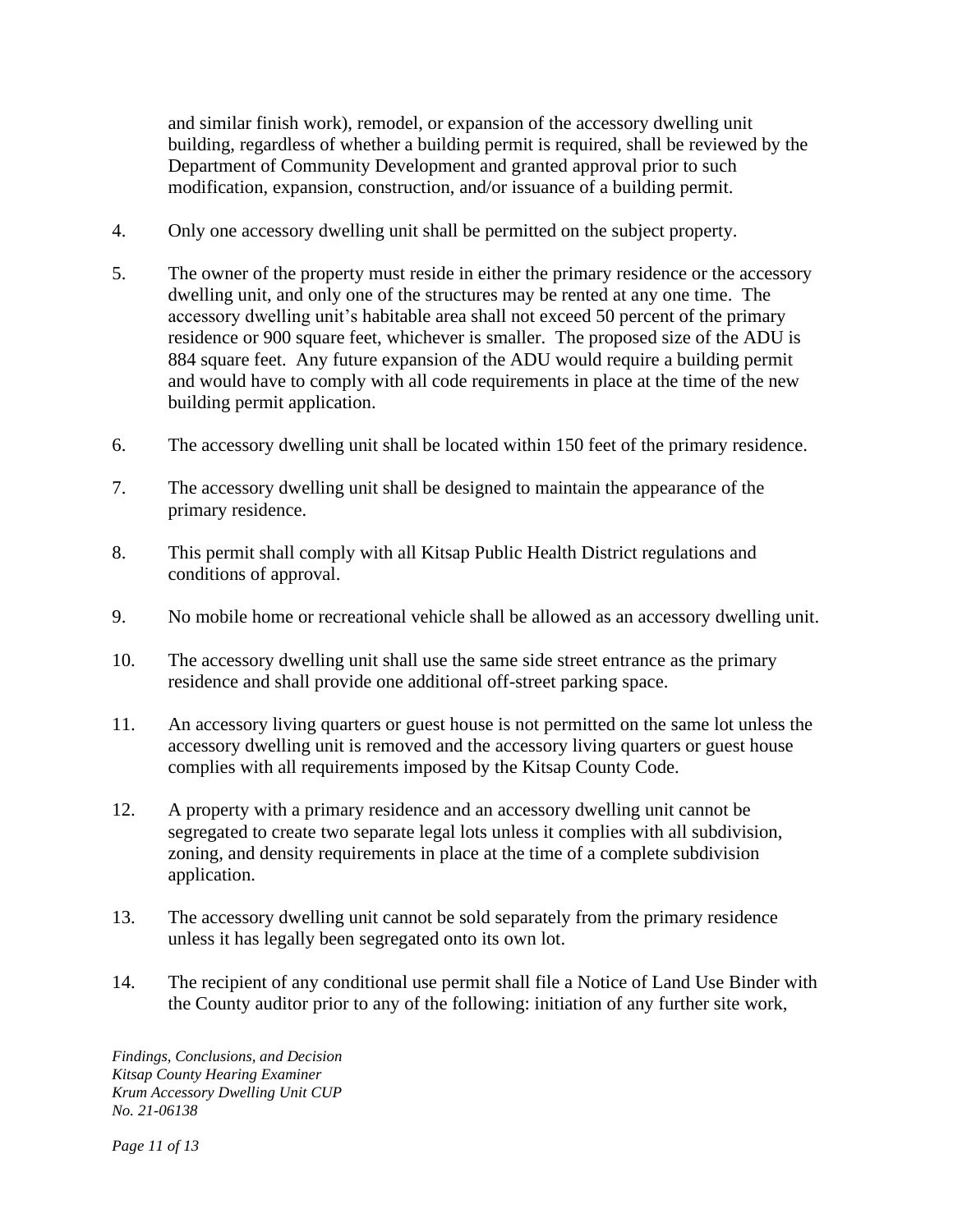and similar finish work), remodel, or expansion of the accessory dwelling unit building, regardless of whether a building permit is required, shall be reviewed by the Department of Community Development and granted approval prior to such modification, expansion, construction, and/or issuance of a building permit.

4. Only one accessory dwelling unit shall be permitted on the subject property.

5. The owner of the property must reside in either the primary residence or the accessory dwelling unit, and only one of the structures may be rented at any one time. The accessory dwelling unit's habitable area shall not exceed 50 percent of the primary residence or 900 square feet, whichever is smaller. The proposed size of the ADU is 884 square feet. Any future expansion of the ADU would require a building permit and would have to comply with all code requirements in place at the time of the new building permit application.

6. The accessory dwelling unit shall be located within 150 feet of the primary residence.

7. The accessory dwelling unit shall be designed to maintain the appearance of the primary residence.

8. This permit shall comply with all Kitsap Public Health District regulations and conditions of approval.

9. No mobile home or recreational vehicle shall be allowed as an accessory dwelling unit.

10. The accessory dwelling unit shall use the same side street entrance as the primary residence and shall provide one additional off-street parking space.

11. An accessory living quarters or guest house is not permitted on the same lot unless the accessory dwelling unit is removed and the accessory living quarters or guest house complies with all requirements imposed by the Kitsap County Code.

12. A property with a primary residence and an accessory dwelling unit cannot be segregated to create two separate legal lots unless it complies with all subdivision, zoning, and density requirements in place at the time of a complete subdivision application.

13. The accessory dwelling unit cannot be sold separately from the primary residence unless it has legally been segregated onto its own lot.

14. The recipient of any conditional use permit shall file a Notice of Land Use Binder with the County auditor prior to any of the following: initiation of any further site work,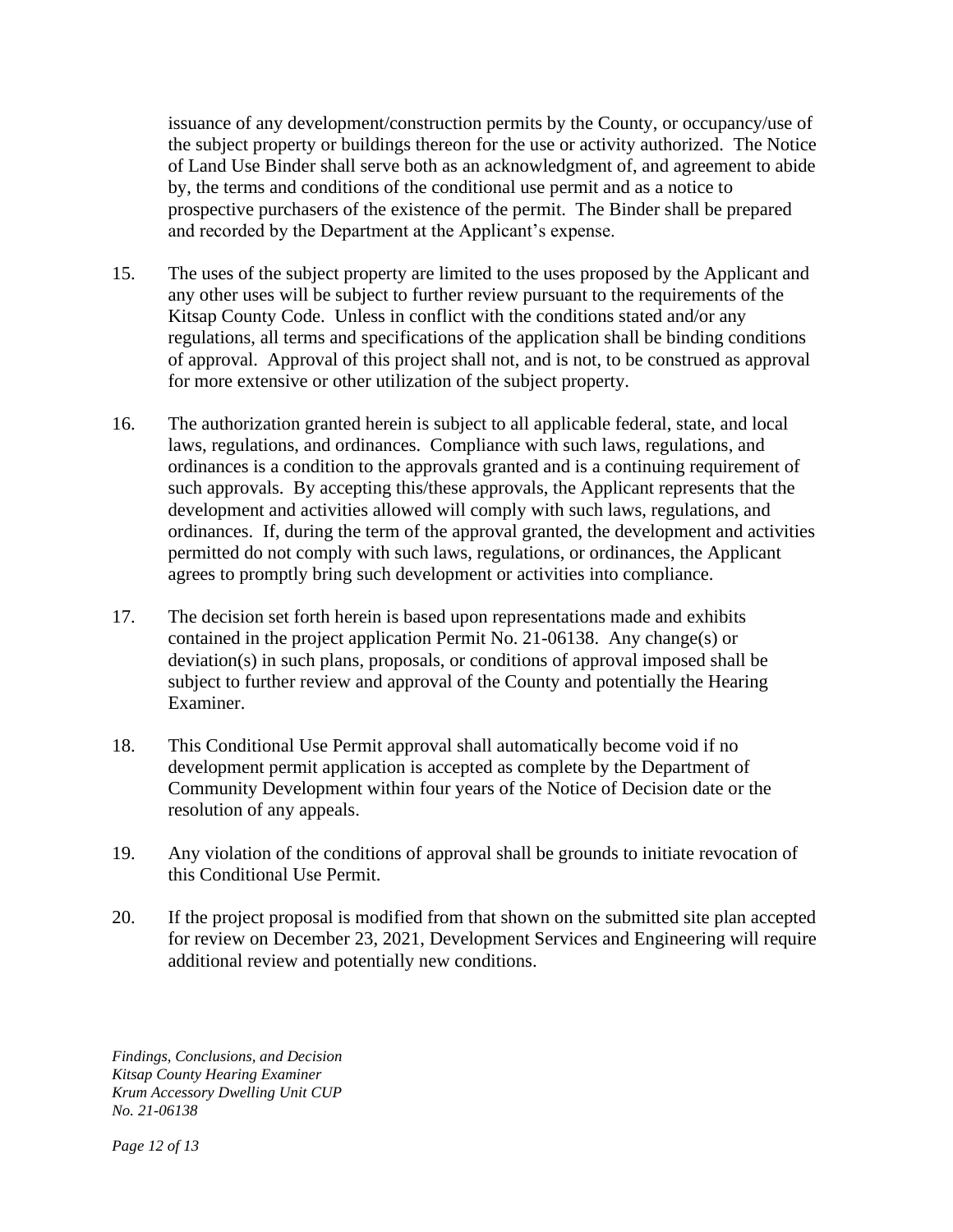issuance of any development/construction permits by the County, or occupancy/use of the subject property or buildings thereon for the use or activity authorized. The Notice of Land Use Binder shall serve both as an acknowledgment of, and agreement to abide by, the terms and conditions of the conditional use permit and as a notice to prospective purchasers of the existence of the permit. The Binder shall be prepared and recorded by the Department at the Applicant's expense.

15. The uses of the subject property are limited to the uses proposed by the Applicant and any other uses will be subject to further review pursuant to the requirements of the Kitsap County Code. Unless in conflict with the conditions stated and/or any regulations, all terms and specifications of the application shall be binding conditions of approval. Approval of this project shall not, and is not, to be construed as approval for more extensive or other utilization of the subject property.

16. The authorization granted herein is subject to all applicable federal, state, and local laws, regulations, and ordinances. Compliance with such laws, regulations, and ordinances is a condition to the approvals granted and is a continuing requirement of such approvals. By accepting this/these approvals, the Applicant represents that the development and activities allowed will comply with such laws, regulations, and ordinances. If, during the term of the approval granted, the development and activities permitted do not comply with such laws, regulations, or ordinances, the Applicant agrees to promptly bring such development or activities into compliance.

17. The decision set forth herein is based upon representations made and exhibits contained in the project application Permit No. 21-06138. Any change(s) or deviation(s) in such plans, proposals, or conditions of approval imposed shall be subject to further review and approval of the County and potentially the Hearing Examiner.

18. This Conditional Use Permit approval shall automatically become void if no development permit application is accepted as complete by the Department of Community Development within four years of the Notice of Decision date or the resolution of any appeals.

19. Any violation of the conditions of approval shall be grounds to initiate revocation of this Conditional Use Permit.

20. If the project proposal is modified from that shown on the submitted site plan accepted for review on December 23, 2021, Development Services and Engineering will require additional review and potentially new conditions.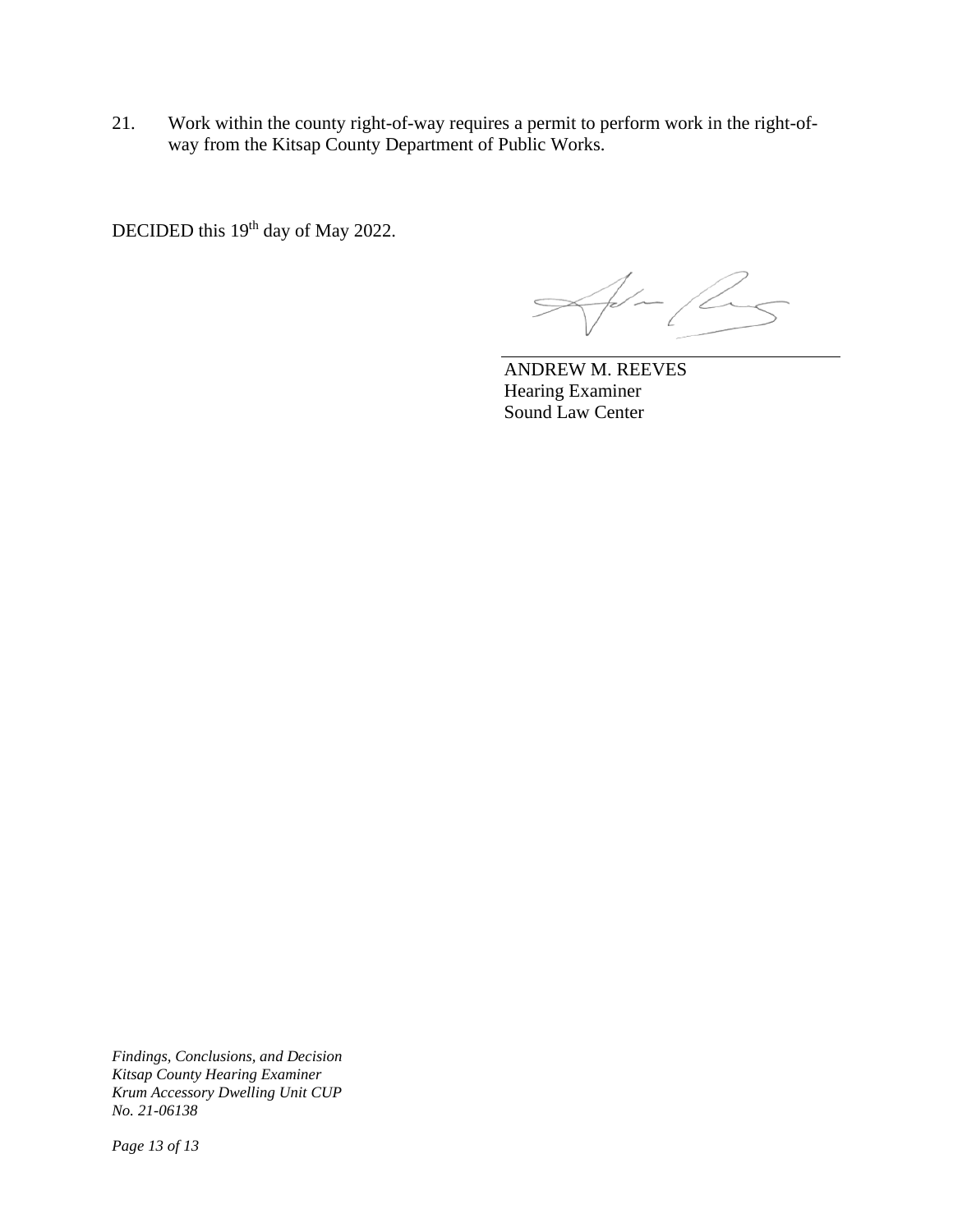21. Work within the county right-of-way requires a permit to perform work in the right-of-way from the Kitsap County Department of Public Works.

DECIDED this 19th day of May 2022.

ANDREW M. REEVES
Hearing Examiner
Sound Law Center